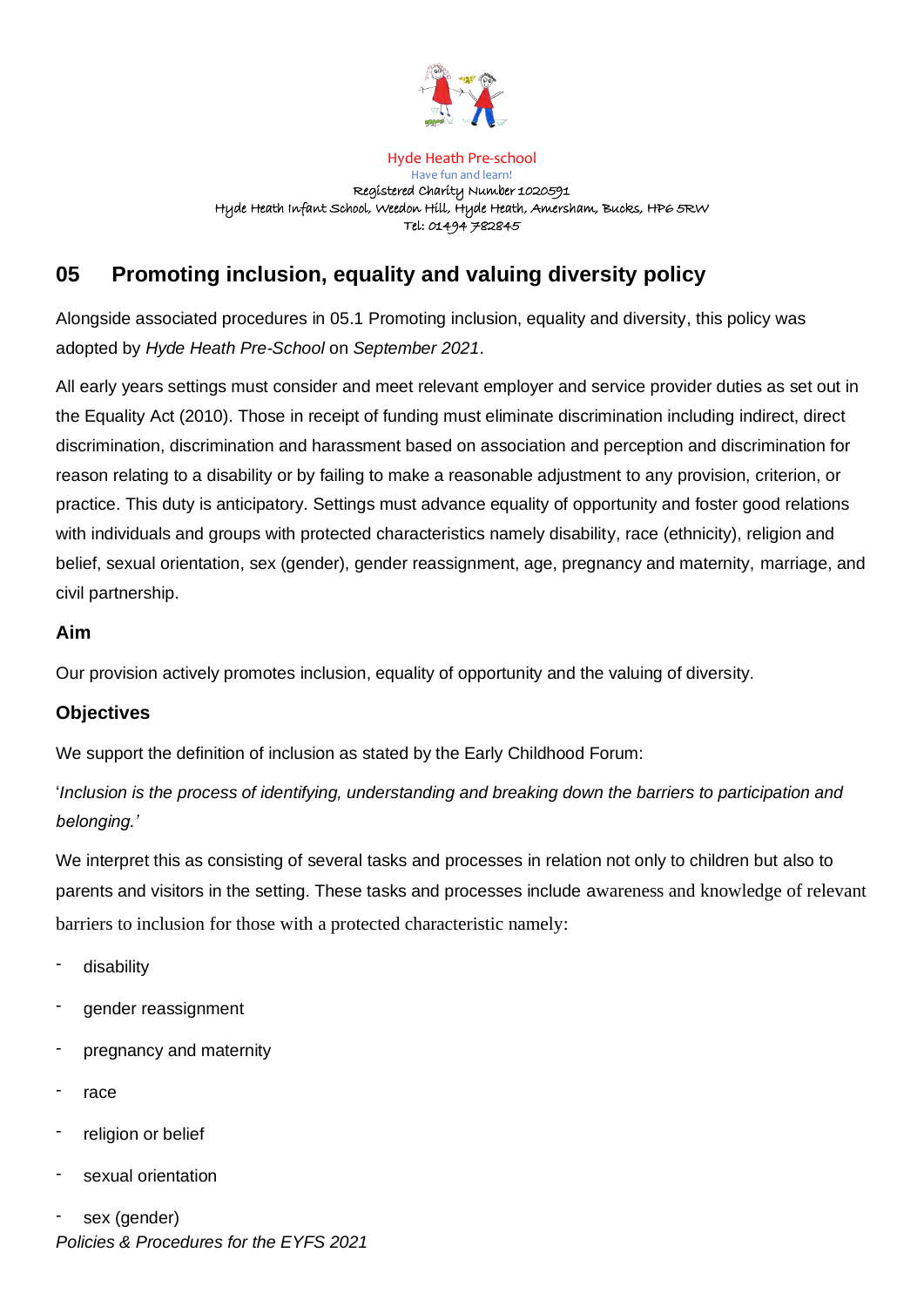Hyde Heath Pre-school
Have fun and learn!
Registered Charity Number 1020591
Hyde Heath Infant School, Weedon Hill, Hyde Heath, Amersham, Bucks, HP6 5RW
Tel: 01494 782845

## 05 Promoting inclusion, equality and valuing diversity policy

Alongside associated procedures in 05.1 Promoting inclusion, equality and diversity, this policy was adopted by *Hyde Heath Pre-School* on *September 2021*.

All early years settings must consider and meet relevant employer and service provider duties as set out in the Equality Act (2010). Those in receipt of funding must eliminate discrimination including indirect, direct discrimination, discrimination and harassment based on association and perception and discrimination for reason relating to a disability or by failing to make a reasonable adjustment to any provision, criterion, or practice. This duty is anticipatory. Settings must advance equality of opportunity and foster good relations with individuals and groups with protected characteristics namely disability, race (ethnicity), religion and belief, sexual orientation, sex (gender), gender reassignment, age, pregnancy and maternity, marriage, and civil partnership.

### Aim

Our provision actively promotes inclusion, equality of opportunity and the valuing of diversity.

### Objectives

We support the definition of inclusion as stated by the Early Childhood Forum:

'*Inclusion is the process of identifying, understanding and breaking down the barriers to participation and belonging.'*

We interpret this as consisting of several tasks and processes in relation not only to children but also to parents and visitors in the setting. These tasks and processes include awareness and knowledge of relevant barriers to inclusion for those with a protected characteristic namely:

- disability
- gender reassignment
- pregnancy and maternity
- race
- religion or belief
- sexual orientation
- sex (gender)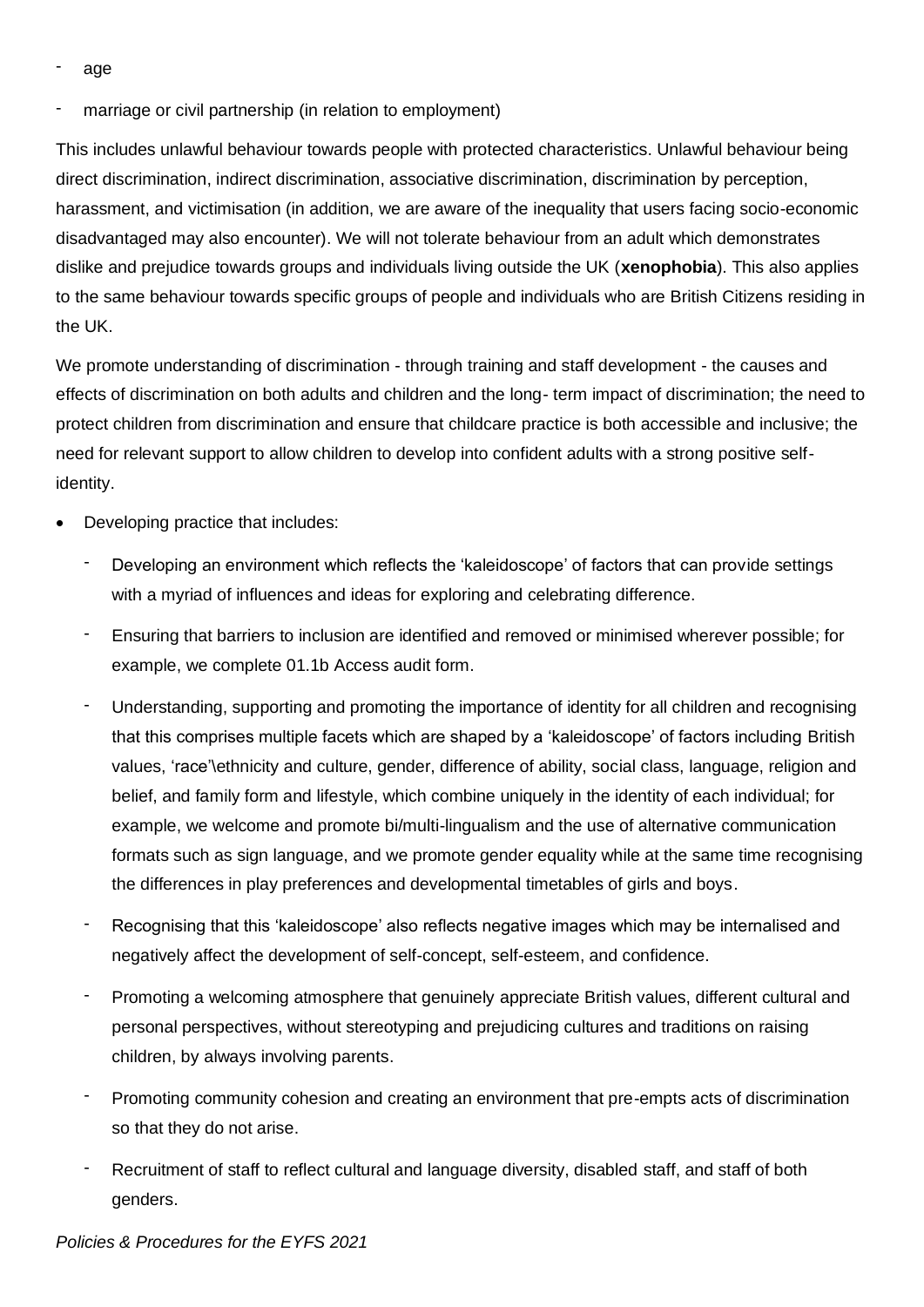- age
- marriage or civil partnership (in relation to employment)

This includes unlawful behaviour towards people with protected characteristics. Unlawful behaviour being direct discrimination, indirect discrimination, associative discrimination, discrimination by perception, harassment, and victimisation (in addition, we are aware of the inequality that users facing socio-economic disadvantaged may also encounter). We will not tolerate behaviour from an adult which demonstrates dislike and prejudice towards groups and individuals living outside the UK (**xenophobia**). This also applies to the same behaviour towards specific groups of people and individuals who are British Citizens residing in the UK.

We promote understanding of discrimination - through training and staff development - the causes and effects of discrimination on both adults and children and the long- term impact of discrimination; the need to protect children from discrimination and ensure that childcare practice is both accessible and inclusive; the need for relevant support to allow children to develop into confident adults with a strong positive self-identity.

- Developing practice that includes:
  - Developing an environment which reflects the 'kaleidoscope' of factors that can provide settings with a myriad of influences and ideas for exploring and celebrating difference.
  - Ensuring that barriers to inclusion are identified and removed or minimised wherever possible; for example, we complete 01.1b Access audit form.
  - Understanding, supporting and promoting the importance of identity for all children and recognising that this comprises multiple facets which are shaped by a 'kaleidoscope' of factors including British values, 'race'\ethnicity and culture, gender, difference of ability, social class, language, religion and belief, and family form and lifestyle, which combine uniquely in the identity of each individual; for example, we welcome and promote bi/multi-lingualism and the use of alternative communication formats such as sign language, and we promote gender equality while at the same time recognising the differences in play preferences and developmental timetables of girls and boys.
  - Recognising that this 'kaleidoscope' also reflects negative images which may be internalised and negatively affect the development of self-concept, self-esteem, and confidence.
  - Promoting a welcoming atmosphere that genuinely appreciate British values, different cultural and personal perspectives, without stereotyping and prejudicing cultures and traditions on raising children, by always involving parents.
  - Promoting community cohesion and creating an environment that pre-empts acts of discrimination so that they do not arise.
  - Recruitment of staff to reflect cultural and language diversity, disabled staff, and staff of both genders.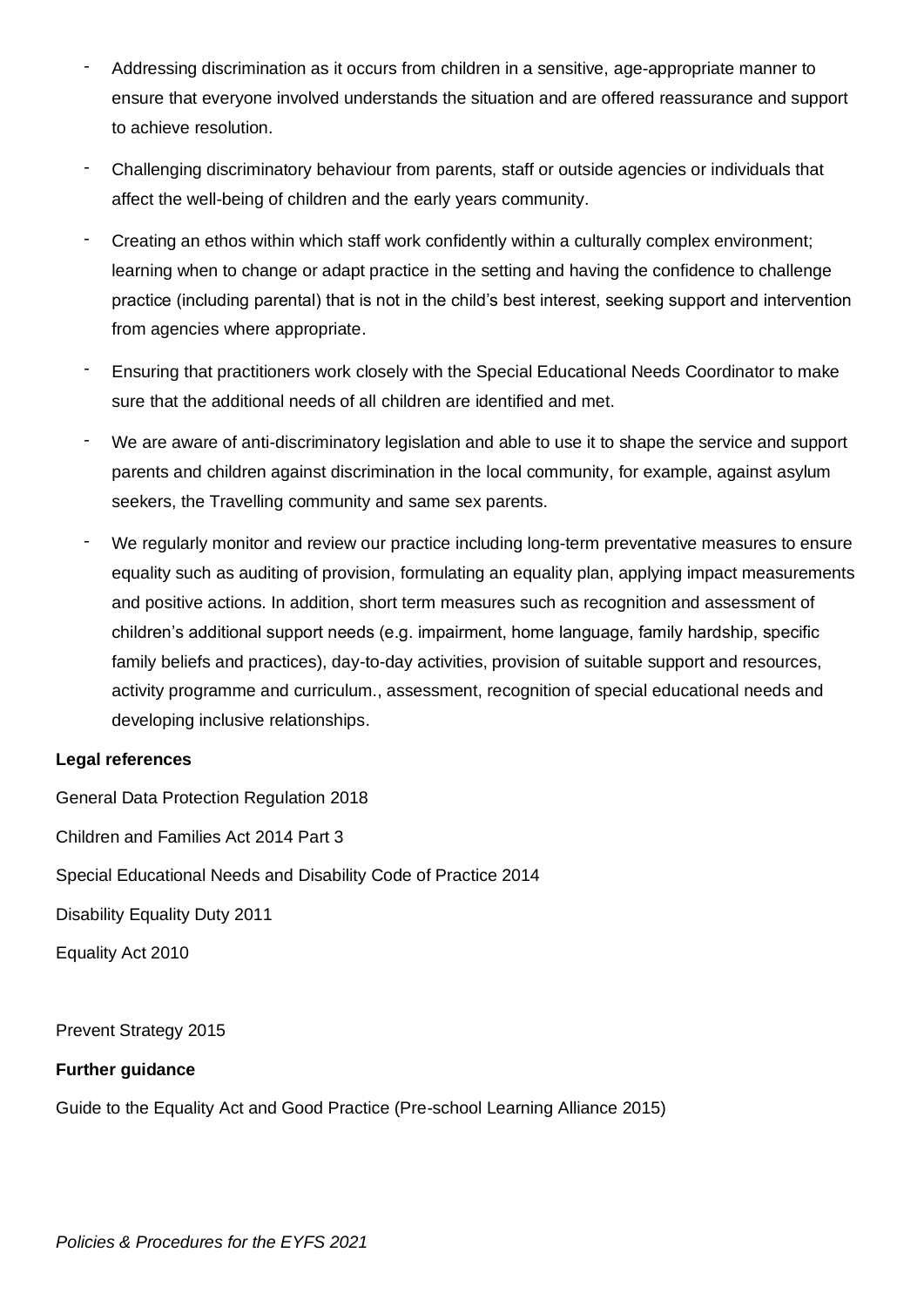- Addressing discrimination as it occurs from children in a sensitive, age-appropriate manner to ensure that everyone involved understands the situation and are offered reassurance and support to achieve resolution.
- Challenging discriminatory behaviour from parents, staff or outside agencies or individuals that affect the well-being of children and the early years community.
- Creating an ethos within which staff work confidently within a culturally complex environment; learning when to change or adapt practice in the setting and having the confidence to challenge practice (including parental) that is not in the child's best interest, seeking support and intervention from agencies where appropriate.
- Ensuring that practitioners work closely with the Special Educational Needs Coordinator to make sure that the additional needs of all children are identified and met.
- We are aware of anti-discriminatory legislation and able to use it to shape the service and support parents and children against discrimination in the local community, for example, against asylum seekers, the Travelling community and same sex parents.
- We regularly monitor and review our practice including long-term preventative measures to ensure equality such as auditing of provision, formulating an equality plan, applying impact measurements and positive actions. In addition, short term measures such as recognition and assessment of children's additional support needs (e.g. impairment, home language, family hardship, specific family beliefs and practices), day-to-day activities, provision of suitable support and resources, activity programme and curriculum., assessment, recognition of special educational needs and developing inclusive relationships.

**Legal references**

General Data Protection Regulation 2018

Children and Families Act 2014 Part 3

Special Educational Needs and Disability Code of Practice 2014

Disability Equality Duty 2011

Equality Act 2010

Prevent Strategy 2015

**Further guidance**

Guide to the Equality Act and Good Practice (Pre-school Learning Alliance 2015)